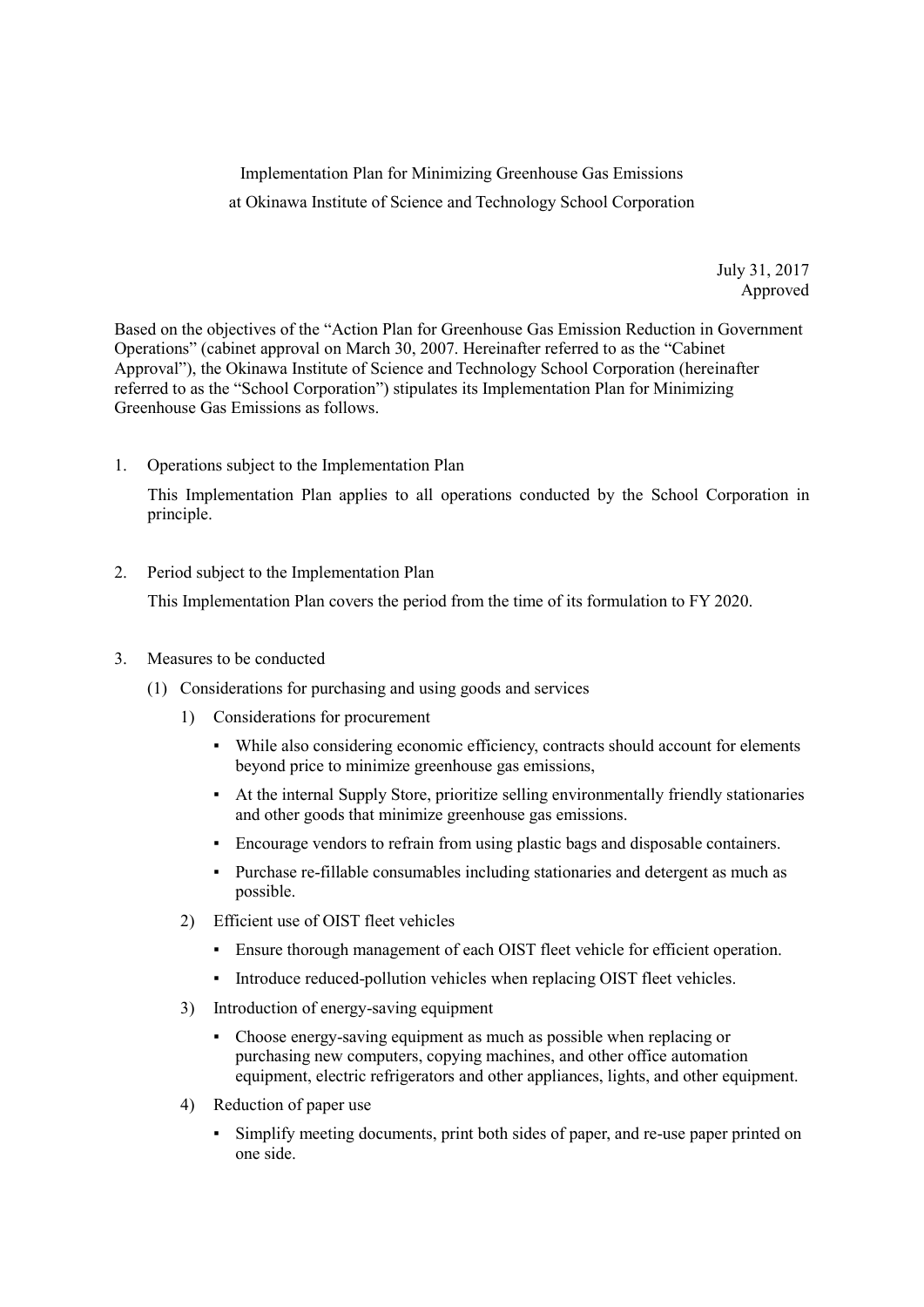# Implementation Plan for Minimizing Greenhouse Gas Emissions at Okinawa Institute of Science and Technology School Corporation

July 31, 2017
Approved

Based on the objectives of the "Action Plan for Greenhouse Gas Emission Reduction in Government Operations" (cabinet approval on March 30, 2007. Hereinafter referred to as the "Cabinet Approval"), the Okinawa Institute of Science and Technology School Corporation (hereinafter referred to as the "School Corporation") stipulates its Implementation Plan for Minimizing Greenhouse Gas Emissions as follows.

1. Operations subject to the Implementation Plan

   This Implementation Plan applies to all operations conducted by the School Corporation in principle.

2. Period subject to the Implementation Plan

   This Implementation Plan covers the period from the time of its formulation to FY 2020.

3. Measures to be conducted

   (1) Considerations for purchasing and using goods and services

   1) Considerations for procurement

   - While also considering economic efficiency, contracts should account for elements beyond price to minimize greenhouse gas emissions,
   - At the internal Supply Store, prioritize selling environmentally friendly stationaries and other goods that minimize greenhouse gas emissions.
   - Encourage vendors to refrain from using plastic bags and disposable containers.
   - Purchase re-fillable consumables including stationaries and detergent as much as possible.

   2) Efficient use of OIST fleet vehicles

   - Ensure thorough management of each OIST fleet vehicle for efficient operation.
   - Introduce reduced-pollution vehicles when replacing OIST fleet vehicles.

   3) Introduction of energy-saving equipment

   - Choose energy-saving equipment as much as possible when replacing or purchasing new computers, copying machines, and other office automation equipment, electric refrigerators and other appliances, lights, and other equipment.

   4) Reduction of paper use

   - Simplify meeting documents, print both sides of paper, and re-use paper printed on one side.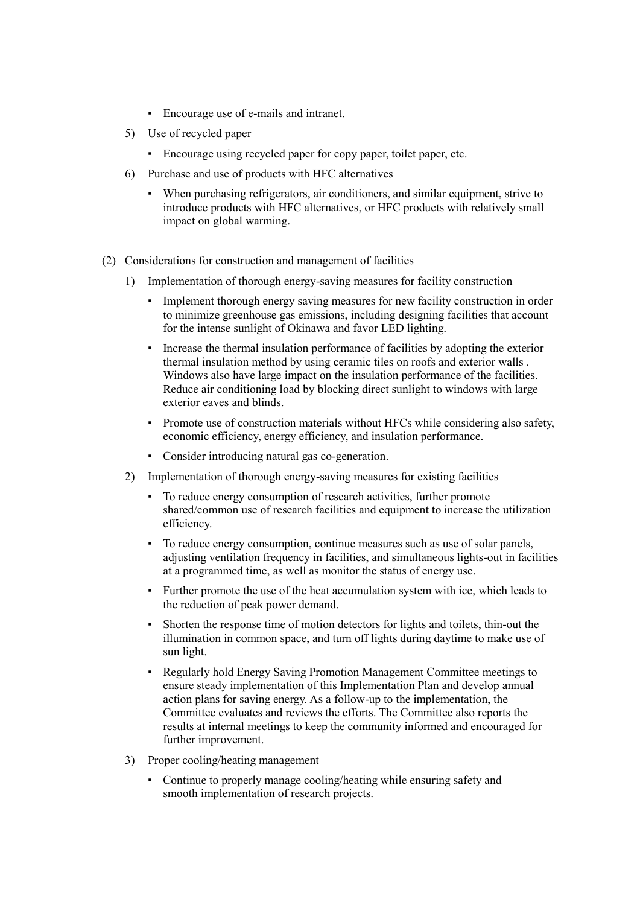- Encourage use of e-mails and intranet.

5) Use of recycled paper

   - Encourage using recycled paper for copy paper, toilet paper, etc.

6) Purchase and use of products with HFC alternatives

   - When purchasing refrigerators, air conditioners, and similar equipment, strive to introduce products with HFC alternatives, or HFC products with relatively small impact on global warming.

(2) Considerations for construction and management of facilities

1) Implementation of thorough energy-saving measures for facility construction

   - Implement thorough energy saving measures for new facility construction in order to minimize greenhouse gas emissions, including designing facilities that account for the intense sunlight of Okinawa and favor LED lighting.
   - Increase the thermal insulation performance of facilities by adopting the exterior thermal insulation method by using ceramic tiles on roofs and exterior walls . Windows also have large impact on the insulation performance of the facilities. Reduce air conditioning load by blocking direct sunlight to windows with large exterior eaves and blinds.
   - Promote use of construction materials without HFCs while considering also safety, economic efficiency, energy efficiency, and insulation performance.
   - Consider introducing natural gas co-generation.

2) Implementation of thorough energy-saving measures for existing facilities

   - To reduce energy consumption of research activities, further promote shared/common use of research facilities and equipment to increase the utilization efficiency.
   - To reduce energy consumption, continue measures such as use of solar panels, adjusting ventilation frequency in facilities, and simultaneous lights-out in facilities at a programmed time, as well as monitor the status of energy use.
   - Further promote the use of the heat accumulation system with ice, which leads to the reduction of peak power demand.
   - Shorten the response time of motion detectors for lights and toilets, thin-out the illumination in common space, and turn off lights during daytime to make use of sun light.
   - Regularly hold Energy Saving Promotion Management Committee meetings to ensure steady implementation of this Implementation Plan and develop annual action plans for saving energy. As a follow-up to the implementation, the Committee evaluates and reviews the efforts. The Committee also reports the results at internal meetings to keep the community informed and encouraged for further improvement.

3) Proper cooling/heating management

   - Continue to properly manage cooling/heating while ensuring safety and smooth implementation of research projects.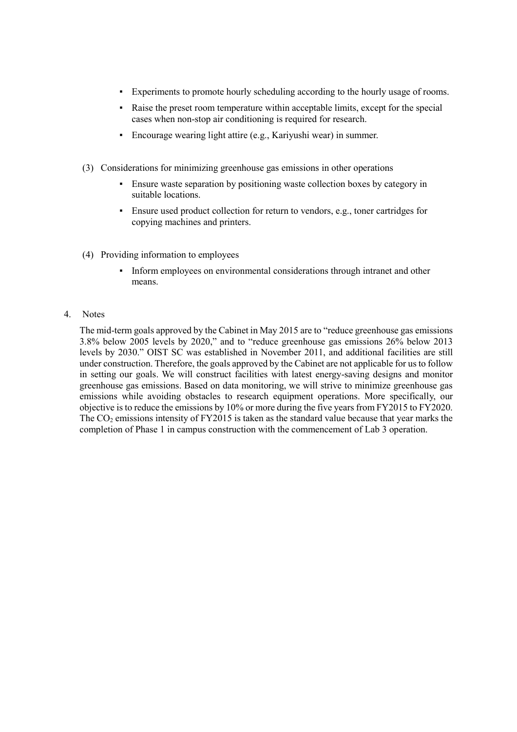- Experiments to promote hourly scheduling according to the hourly usage of rooms.
- Raise the preset room temperature within acceptable limits, except for the special cases when non-stop air conditioning is required for research.
- Encourage wearing light attire (e.g., Kariyushi wear) in summer.

(3) Considerations for minimizing greenhouse gas emissions in other operations

- Ensure waste separation by positioning waste collection boxes by category in suitable locations.
- Ensure used product collection for return to vendors, e.g., toner cartridges for copying machines and printers.

(4) Providing information to employees

- Inform employees on environmental considerations through intranet and other means.

4. Notes

The mid-term goals approved by the Cabinet in May 2015 are to "reduce greenhouse gas emissions 3.8% below 2005 levels by 2020," and to "reduce greenhouse gas emissions 26% below 2013 levels by 2030." OIST SC was established in November 2011, and additional facilities are still under construction. Therefore, the goals approved by the Cabinet are not applicable for us to follow in setting our goals. We will construct facilities with latest energy-saving designs and monitor greenhouse gas emissions. Based on data monitoring, we will strive to minimize greenhouse gas emissions while avoiding obstacles to research equipment operations. More specifically, our objective is to reduce the emissions by 10% or more during the five years from FY2015 to FY2020. The $CO_2$ emissions intensity of FY2015 is taken as the standard value because that year marks the completion of Phase 1 in campus construction with the commencement of Lab 3 operation.